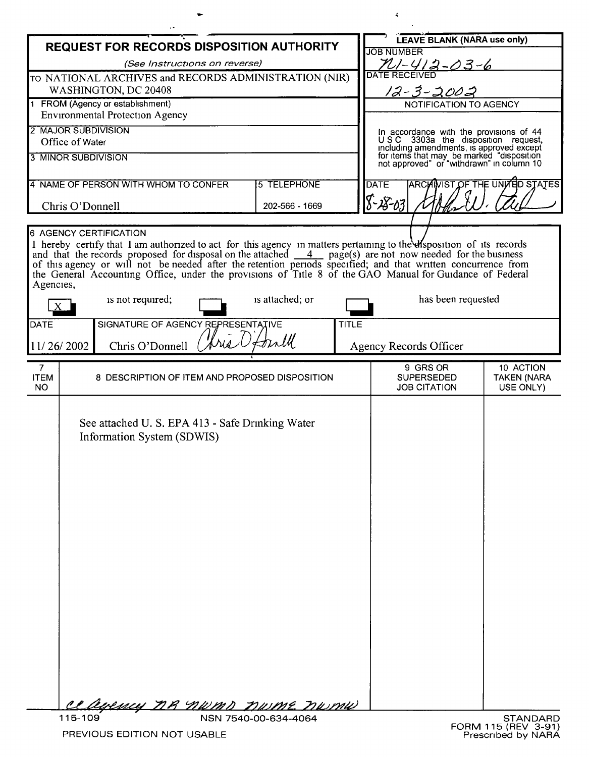# REQUEST FOR RECORDS DISPOSITION AUTHORITY

*(See Instructions on reverse)*

TO NATIONAL ARCHIVES and RECORDS ADMINISTRATION (NIR)
WASHINGTON, DC 20408

**LEAVE BLANK (NARA use only)**

JOB NUMBER: N1-412-03-6

DATE RECEIVED: 12-3-2002

NOTIFICATION TO AGENCY

In accordance with the provisions of 44 U S C 3303a the disposition request, including amendments, is approved except for items that may be marked "disposition not approved" or "withdrawn" in column 10

DATE: 8-28-03

ARCHIVIST OF THE UNITED STATES: [signature]

1 FROM (Agency or establishment)
Environmental Protection Agency

2 MAJOR SUBDIVISION
Office of Water

3 MINOR SUBDIVISION

4 NAME OF PERSON WITH WHOM TO CONFER
Chris O'Donnell

5 TELEPHONE
202-566 - 1669

6 AGENCY CERTIFICATION

I hereby certify that I am authorized to act for this agency in matters pertaining to the disposition of its records and that the records proposed for disposal on the attached 4 page(s) are not now needed for the business of this agency or will not be needed after the retention periods specified; and that written concurrence from the General Accounting Office, under the provisions of Title 8 of the GAO Manual for Guidance of Federal Agencies,

[X] is not required; [ ] is attached; or [ ] has been requested

| DATE | SIGNATURE OF AGENCY REPRESENTATIVE | TITLE |
|---|---|---|
| 11/ 26/ 2002 | Chris O'Donnell [signature] | Agency Records Officer |

| 7 ITEM NO | 8 DESCRIPTION OF ITEM AND PROPOSED DISPOSITION | 9 GRS OR SUPERSEDED JOB CITATION | 10 ACTION TAKEN (NARA USE ONLY) |
|---|---|---|---|
| | See attached U. S. EPA 413 - Safe Drinking Water Information System (SDWIS) | | |

cc Agency NR NWMD NWME NWMW

115-109 NSN 7540-00-634-4064

PREVIOUS EDITION NOT USABLE

STANDARD FORM 115 (REV 3-91)
Prescribed by NARA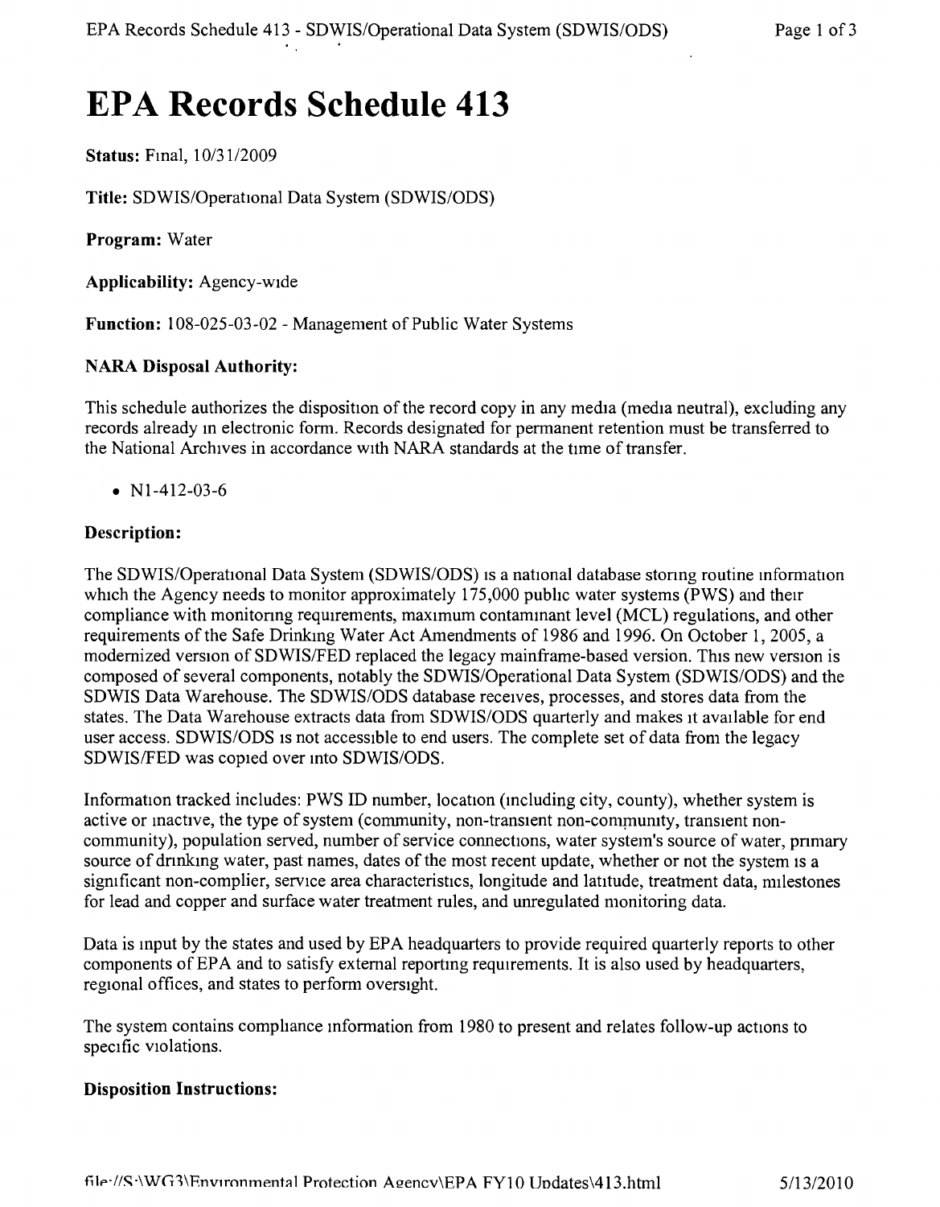# EPA Records Schedule 413

**Status:** Final, 10/31/2009

**Title:** SDWIS/Operational Data System (SDWIS/ODS)

**Program:** Water

**Applicability:** Agency-wide

**Function:** 108-025-03-02 - Management of Public Water Systems

**NARA Disposal Authority:**

This schedule authorizes the disposition of the record copy in any media (media neutral), excluding any records already in electronic form. Records designated for permanent retention must be transferred to the National Archives in accordance with NARA standards at the time of transfer.

- N1-412-03-6

**Description:**

The SDWIS/Operational Data System (SDWIS/ODS) is a national database storing routine information which the Agency needs to monitor approximately 175,000 public water systems (PWS) and their compliance with monitoring requirements, maximum contaminant level (MCL) regulations, and other requirements of the Safe Drinking Water Act Amendments of 1986 and 1996. On October 1, 2005, a modernized version of SDWIS/FED replaced the legacy mainframe-based version. This new version is composed of several components, notably the SDWIS/Operational Data System (SDWIS/ODS) and the SDWIS Data Warehouse. The SDWIS/ODS database receives, processes, and stores data from the states. The Data Warehouse extracts data from SDWIS/ODS quarterly and makes it available for end user access. SDWIS/ODS is not accessible to end users. The complete set of data from the legacy SDWIS/FED was copied over into SDWIS/ODS.

Information tracked includes: PWS ID number, location (including city, county), whether system is active or inactive, the type of system (community, non-transient non-community, transient non-community), population served, number of service connections, water system's source of water, primary source of drinking water, past names, dates of the most recent update, whether or not the system is a significant non-complier, service area characteristics, longitude and latitude, treatment data, milestones for lead and copper and surface water treatment rules, and unregulated monitoring data.

Data is input by the states and used by EPA headquarters to provide required quarterly reports to other components of EPA and to satisfy external reporting requirements. It is also used by headquarters, regional offices, and states to perform oversight.

The system contains compliance information from 1980 to present and relates follow-up actions to specific violations.

**Disposition Instructions:**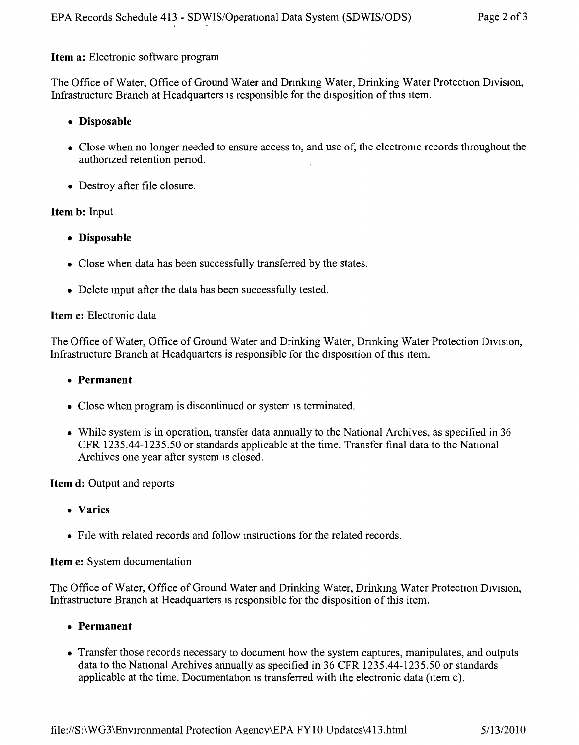**Item a:** Electronic software program

The Office of Water, Office of Ground Water and Drinking Water, Drinking Water Protection Division, Infrastructure Branch at Headquarters is responsible for the disposition of this item.

- **Disposable**
- Close when no longer needed to ensure access to, and use of, the electronic records throughout the authorized retention period.
- Destroy after file closure.

**Item b:** Input

- **Disposable**
- Close when data has been successfully transferred by the states.
- Delete input after the data has been successfully tested.

**Item c:** Electronic data

The Office of Water, Office of Ground Water and Drinking Water, Drinking Water Protection Division, Infrastructure Branch at Headquarters is responsible for the disposition of this item.

- **Permanent**
- Close when program is discontinued or system is terminated.
- While system is in operation, transfer data annually to the National Archives, as specified in 36 CFR 1235.44-1235.50 or standards applicable at the time. Transfer final data to the National Archives one year after system is closed.

**Item d:** Output and reports

- **Varies**
- File with related records and follow instructions for the related records.

**Item e:** System documentation

The Office of Water, Office of Ground Water and Drinking Water, Drinking Water Protection Division, Infrastructure Branch at Headquarters is responsible for the disposition of this item.

- **Permanent**
- Transfer those records necessary to document how the system captures, manipulates, and outputs data to the National Archives annually as specified in 36 CFR 1235.44-1235.50 or standards applicable at the time. Documentation is transferred with the electronic data (item c).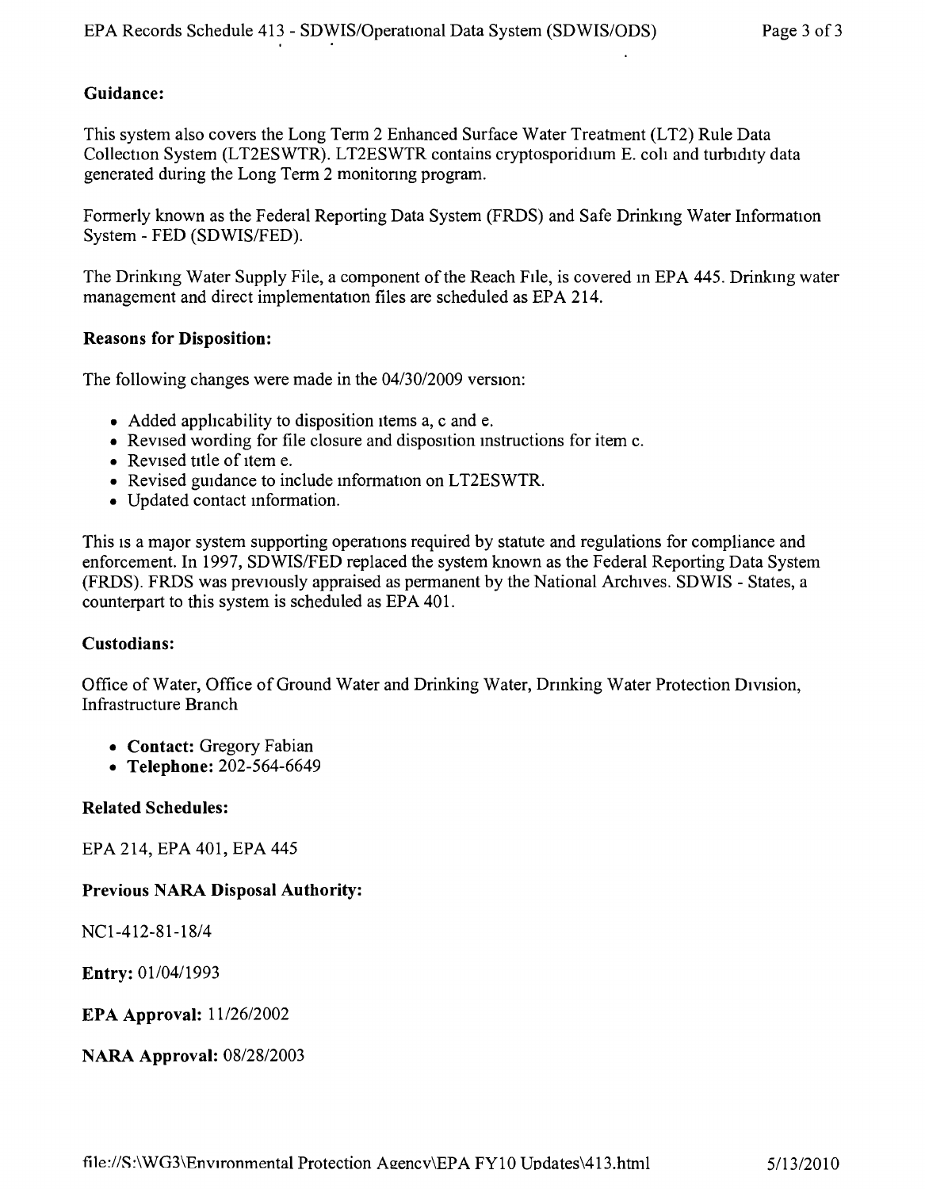### Guidance:

This system also covers the Long Term 2 Enhanced Surface Water Treatment (LT2) Rule Data Collection System (LT2ESWTR). LT2ESWTR contains cryptosporidium E. coli and turbidity data generated during the Long Term 2 monitoring program.

Formerly known as the Federal Reporting Data System (FRDS) and Safe Drinking Water Information System - FED (SDWIS/FED).

The Drinking Water Supply File, a component of the Reach File, is covered in EPA 445. Drinking water management and direct implementation files are scheduled as EPA 214.

### Reasons for Disposition:

The following changes were made in the 04/30/2009 version:

- Added applicability to disposition items a, c and e.
- Revised wording for file closure and disposition instructions for item c.
- Revised title of item e.
- Revised guidance to include information on LT2ESWTR.
- Updated contact information.

This is a major system supporting operations required by statute and regulations for compliance and enforcement. In 1997, SDWIS/FED replaced the system known as the Federal Reporting Data System (FRDS). FRDS was previously appraised as permanent by the National Archives. SDWIS - States, a counterpart to this system is scheduled as EPA 401.

### Custodians:

Office of Water, Office of Ground Water and Drinking Water, Drinking Water Protection Division, Infrastructure Branch

- **Contact:** Gregory Fabian
- **Telephone:** 202-564-6649

### Related Schedules:

EPA 214, EPA 401, EPA 445

### Previous NARA Disposal Authority:

NC1-412-81-18/4

**Entry:** 01/04/1993

**EPA Approval:** 11/26/2002

**NARA Approval:** 08/28/2003